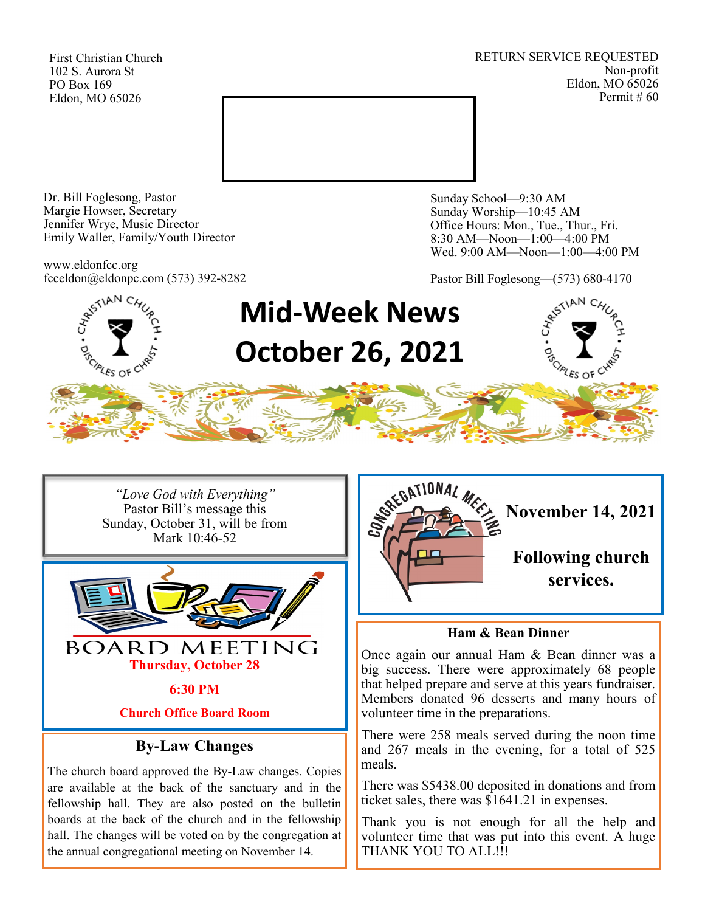First Christian Church
102 S. Aurora St
PO Box 169
Eldon, MO 65026

RETURN SERVICE REQUESTED
Non-profit
Eldon, MO 65026
Permit # 60

Dr. Bill Foglesong, Pastor
Margie Howser, Secretary
Jennifer Wrye, Music Director
Emily Waller, Family/Youth Director

www.eldonfcc.org
fcceldon@eldonpc.com (573) 392-8282

Sunday School—9:30 AM
Sunday Worship—10:45 AM
Office Hours: Mon., Tue., Thur., Fri.
8:30 AM—Noon—1:00—4:00 PM
Wed. 9:00 AM—Noon—1:00—4:00 PM

Pastor Bill Foglesong—(573) 680-4170

# Mid-Week News
# October 26, 2021

*"Love God with Everything"*
Pastor Bill's message this Sunday, October 31, will be from Mark 10:46-52

## CONGREGATIONAL MEETING

**November 14, 2021**

**Following church services.**

## BOARD MEETING

**Thursday, October 28**

**6:30 PM**

**Church Office Board Room**

## Ham & Bean Dinner

Once again our annual Ham & Bean dinner was a big success. There were approximately 68 people that helped prepare and serve at this years fundraiser. Members donated 96 desserts and many hours of volunteer time in the preparations.

There were 258 meals served during the noon time and 267 meals in the evening, for a total of 525 meals.

There was $5438.00 deposited in donations and from ticket sales, there was $1641.21 in expenses.

Thank you is not enough for all the help and volunteer time that was put into this event. A huge THANK YOU TO ALL!!!

## By-Law Changes

The church board approved the By-Law changes. Copies are available at the back of the sanctuary and in the fellowship hall. They are also posted on the bulletin boards at the back of the church and in the fellowship hall. The changes will be voted on by the congregation at the annual congregational meeting on November 14.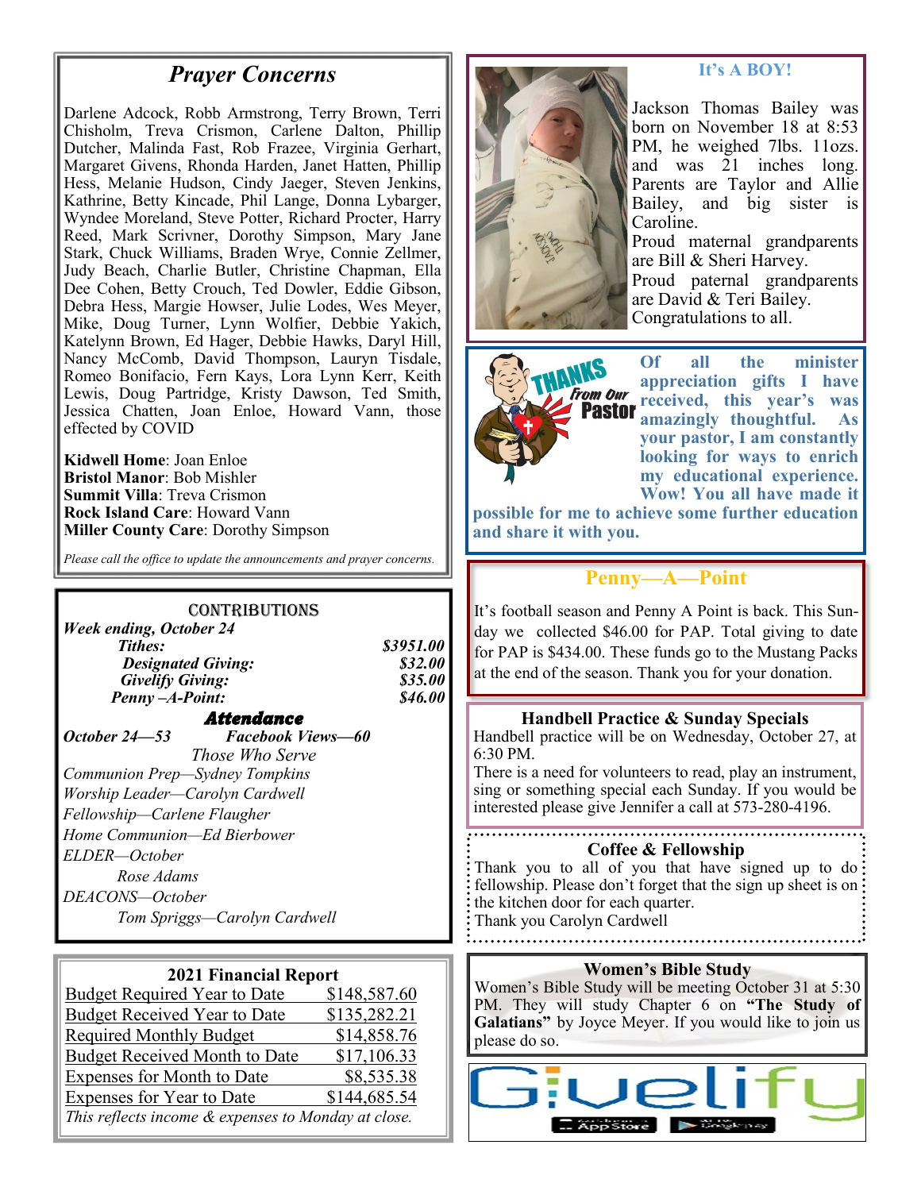## Prayer Concerns

Darlene Adcock, Robb Armstrong, Terry Brown, Terri Chisholm, Treva Crismon, Carlene Dalton, Phillip Dutcher, Malinda Fast, Rob Frazee, Virginia Gerhart, Margaret Givens, Rhonda Harden, Janet Hatten, Phillip Hess, Melanie Hudson, Cindy Jaeger, Steven Jenkins, Kathrine, Betty Kincade, Phil Lange, Donna Lybarger, Wyndee Moreland, Steve Potter, Richard Procter, Harry Reed, Mark Scrivner, Dorothy Simpson, Mary Jane Stark, Chuck Williams, Braden Wrye, Connie Zellmer, Judy Beach, Charlie Butler, Christine Chapman, Ella Dee Cohen, Betty Crouch, Ted Dowler, Eddie Gibson, Debra Hess, Margie Howser, Julie Lodes, Wes Meyer, Mike, Doug Turner, Lynn Wolfier, Debbie Yakich, Katelynn Brown, Ed Hager, Debbie Hawks, Daryl Hill, Nancy McComb, David Thompson, Lauryn Tisdale, Romeo Bonifacio, Fern Kays, Lora Lynn Kerr, Keith Lewis, Doug Partridge, Kristy Dawson, Ted Smith, Jessica Chatten, Joan Enloe, Howard Vann, those effected by COVID

**Kidwell Home**: Joan Enloe
**Bristol Manor**: Bob Mishler
**Summit Villa**: Treva Crismon
**Rock Island Care**: Howard Vann
**Miller County Care**: Dorothy Simpson

*Please call the office to update the announcements and prayer concerns.*

## CONTRIBUTIONS

***Week ending, October 24***

| | |
|---|---|
| ***Tithes:*** | ***$3951.00*** |
| ***Designated Giving:*** | ***$32.00*** |
| ***Givelify Giving:*** | ***$35.00*** |
| ***Penny –A-Point:*** | ***$46.00*** |

### *Attendance*

***October 24—53*** ***Facebook Views—60***

*Those Who Serve*

*Communion Prep—Sydney Tompkins*
*Worship Leader—Carolyn Cardwell*
*Fellowship—Carlene Flaugher*
*Home Communion—Ed Bierbower*
*ELDER—October*
*Rose Adams*
*DEACONS—October*
*Tom Spriggs—Carolyn Cardwell*

## 2021 Financial Report

| | |
|---|---|
| Budget Required Year to Date | $148,587.60 |
| Budget Received Year to Date | $135,282.21 |
| Required Monthly Budget | $14,858.76 |
| Budget Received Month to Date | $17,106.33 |
| Expenses for Month to Date | $8,535.38 |
| Expenses for Year to Date | $144,685.54 |

*This reflects income & expenses to Monday at close.*

## It's A BOY!

Jackson Thomas Bailey was born on November 18 at 8:53 PM, he weighed 7lbs. 11ozs. and was 21 inches long. Parents are Taylor and Allie Bailey, and big sister is Caroline.
Proud maternal grandparents are Bill & Sheri Harvey.
Proud paternal grandparents are David & Teri Bailey.
Congratulations to all.

THANKS From Our Pastor

**Of all the minister appreciation gifts I have received, this year's was amazingly thoughtful. As your pastor, I am constantly looking for ways to enrich my educational experience. Wow! You all have made it possible for me to achieve some further education and share it with you.**

## Penny—A—Point

It's football season and Penny A Point is back. This Sunday we collected $46.00 for PAP. Total giving to date for PAP is $434.00. These funds go to the Mustang Packs at the end of the season. Thank you for your donation.

## Handbell Practice & Sunday Specials

Handbell practice will be on Wednesday, October 27, at 6:30 PM.
There is a need for volunteers to read, play an instrument, sing or something special each Sunday. If you would be interested please give Jennifer a call at 573-280-4196.

## Coffee & Fellowship

Thank you to all of you that have signed up to do fellowship. Please don't forget that the sign up sheet is on the kitchen door for each quarter.
Thank you Carolyn Cardwell

## Women's Bible Study

Women's Bible Study will be meeting October 31 at 5:30 PM. They will study Chapter 6 on **"The Study of Galatians"** by Joyce Meyer. If you would like to join us please do so.

Givelify